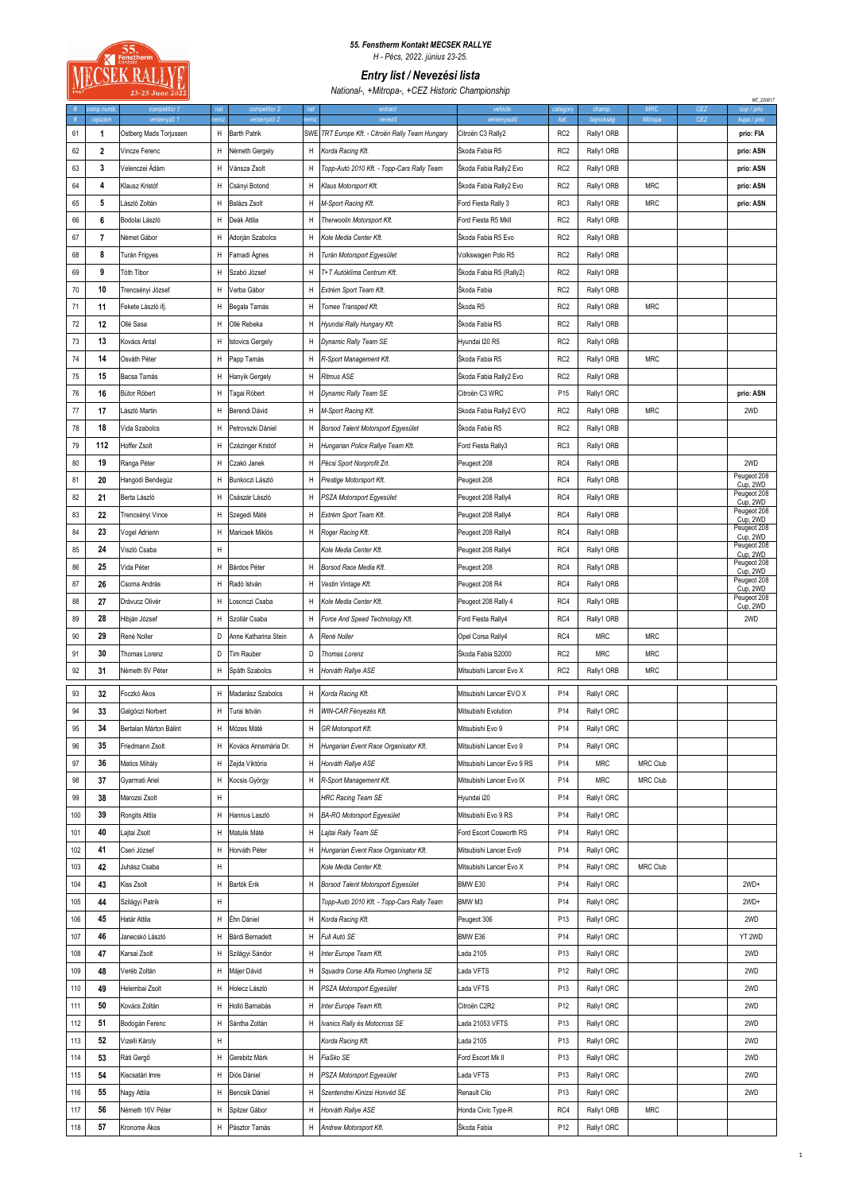55. Fenstherm Kontakt MECSEK RALLYE

H - Pécs, 2022. június 23-25.

# Entry list / Nevezési lista

National-, +Mitropa-, +CEZ Historic Championship

MT_220617

| # | comp.numb. | competitor 1 | nat | competitor 2 | nat | entrant | vehicle | category | champ. | MRC | CEZ | cup / prio |
|---|---|---|---|---|---|---|---|---|---|---|---|---|
| # | rajtszám | versenyző 1 | nemz. | versenyző 2 | nemz. | nevező | versenyautó | kat. | bajnokság | Mitropa | CEZ | kupa / prio |
| 61 | 1 | Ostberg Mads Torjussen | H | Barth Patrik | SWE | TRT Europe Kft. - Citroën Rally Team Hungary | Citroën C3 Rally2 | RC2 | Rally1 ORB | | | prio: FIA |
| 62 | 2 | Vincze Ferenc | H | Németh Gergely | H | Korda Racing Kft. | Škoda Fabia R5 | RC2 | Rally1 ORB | | | prio: ASN |
| 63 | 3 | Velenczei Ádám | H | Vánsza Zsolt | H | Topp-Autó 2010 Kft. - Topp-Cars Rally Team | Škoda Fabia Rally2 Evo | RC2 | Rally1 ORB | | | prio: ASN |
| 64 | 4 | Klausz Kristóf | H | Csányi Botond | H | Klaus Motorsport Kft. | Škoda Fabia Rally2 Evo | RC2 | Rally1 ORB | MRC | | prio: ASN |
| 65 | 5 | László Zoltán | H | Balázs Zsolt | H | M-Sport Racing Kft. | Ford Fiesta Rally 3 | RC3 | Rally1 ORB | MRC | | prio: ASN |
| 66 | 6 | Bodolai László | H | Deák Attila | H | Thermoolin Motorsport Kft. | Ford Fiesta R5 MkII | RC2 | Rally1 ORB | | | |
| 67 | 7 | Német Gábor | H | Adorján Szabolcs | H | Kole Media Center Kft. | Škoda Fabia R5 Evo | RC2 | Rally1 ORB | | | |
| 68 | 8 | Turán Frigyes | H | Farnadi Ágnes | H | Turán Motorsport Egyesület | Volkswagen Polo R5 | RC2 | Rally1 ORB | | | |
| 69 | 9 | Tóth Tibor | H | Szabó József | H | T+T Autóklíma Centrum Kft. | Škoda Fabia R5 (Rally2) | RC2 | Rally1 ORB | | | |
| 70 | 10 | Trencsényi József | H | Verba Gábor | H | Extrém Sport Team Kft. | Škoda Fabia | RC2 | Rally1 ORB | | | |
| 71 | 11 | Fekete László ifj. | H | Begala Tamás | H | Tomee Transped Kft. | Škoda R5 | RC2 | Rally1 ORB | MRC | | |
| 72 | 12 | Ollé Sasa | H | Ollé Rebeka | H | Hyundai Rally Hungary Kft. | Škoda Fabia R5 | RC2 | Rally1 ORB | | | |
| 73 | 13 | Kovács Antal | H | Istovics Gergely | H | Dynamic Rally Team SE | Hyundai I20 R5 | RC2 | Rally1 ORB | | | |
| 74 | 14 | Osváth Péter | H | Papp Tamás | H | R-Sport Management Kft. | Škoda Fabia R5 | RC2 | Rally1 ORB | MRC | | |
| 75 | 15 | Bacsa Tamás | H | Hanyik Gergely | H | Ritmus ASE | Škoda Fabia Rally2 Evo | RC2 | Rally1 ORB | | | |
| 76 | 16 | Bútor Róbert | H | Tagai Róbert | H | Dynamic Rally Team SE | Citroën C3 WRC | P15 | Rally1 ORC | | | prio: ASN |
| 77 | 17 | László Martin | H | Berendi Dávid | H | M-Sport Racing Kft. | Skoda Fabia Rally2 EVO | RC2 | Rally1 ORB | MRC | | 2WD |
| 78 | 18 | Vida Szabolcs | H | Petrovszki Dániel | H | Borsod Talent Motorsport Egyesület | Škoda Fabia R5 | RC2 | Rally1 ORB | | | |
| 79 | 112 | Hoffer Zsolt | H | Czézinger Kristóf | H | Hungarian Police Rallye Team Kft. | Ford Fiesta Rally3 | RC3 | Rally1 ORB | | | |
| 80 | 19 | Ranga Péter | H | Czakó Janek | H | Pécsi Sport Nonprofit Zrt. | Peugeot 208 | RC4 | Rally1 ORB | | | 2WD |
| 81 | 20 | Hangodi Bendegúz | H | Bunkoczi László | H | Prestige Motorsport Kft. | Peugeot 208 | RC4 | Rally1 ORB | | | Peugeot 208 Cup, 2WD |
| 82 | 21 | Berta László | H | Császár László | H | PSZA Motorsport Egyesület | Peugeot 208 Rally4 | RC4 | Rally1 ORB | | | Peugeot 208 Cup, 2WD |
| 83 | 22 | Trencsényi Vince | H | Szegedi Máté | H | Extrém Sport Team Kft. | Peugeot 208 Rally4 | RC4 | Rally1 ORB | | | Peugeot 208 Cup, 2WD |
| 84 | 23 | Vogel Adrienn | H | Maricsek Miklós | H | Roger Racing Kft. | Peugeot 208 Rally4 | RC4 | Rally1 ORB | | | Peugeot 208 Cup, 2WD |
| 85 | 24 | Viszló Csaba | H | | | Kole Media Center Kft. | Peugeot 208 Rally4 | RC4 | Rally1 ORB | | | Peugeot 208 Cup, 2WD |
| 86 | 25 | Vida Péter | H | Bárdos Péter | H | Borsod Race Media Kft. | Peugeot 208 | RC4 | Rally1 ORB | | | Peugeot 208 Cup, 2WD |
| 87 | 26 | Csoma András | H | Radó István | H | Vestin Vintage Kft. | Peugeot 208 R4 | RC4 | Rally1 ORB | | | Peugeot 208 Cup, 2WD |
| 88 | 27 | Drávucz Olivér | H | Losonczi Csaba | H | Kole Media Center Kft. | Peugeot 208 Rally 4 | RC4 | Rally1 ORB | | | Peugeot 208 Cup, 2WD |
| 89 | 28 | Hibján József | H | Szollár Csaba | H | Force And Speed Technology Kft. | Ford Fiesta Rally4 | RC4 | Rally1 ORB | | | 2WD |
| 90 | 29 | René Noller | D | Anne Katharina Stein | A | René Noller | Opel Corsa Rally4 | RC4 | MRC | MRC | | |
| 91 | 30 | Thomas Lorenz | D | Tim Rauber | D | Thomas Lorenz | Škoda Fabia S2000 | RC2 | MRC | MRC | | |
| 92 | 31 | Németh 8V Péter | H | Spáth Szabolcs | H | Horváth Rallye ASE | Mitsubishi Lancer Evo X | RC2 | Rally1 ORB | MRC | | |
| 93 | 32 | Foczkó Ákos | H | Madarász Szabolcs | H | Korda Racing Kft. | Mitsubishi Lancer EVO X | P14 | Rally1 ORC | | | |
| 94 | 33 | Galgóczi Norbert | H | Turai István | H | WIN-CAR Fényezés Kft. | Mitsubishi Evolution | P14 | Rally1 ORC | | | |
| 95 | 34 | Bertalan Márton Bálint | H | Mózes Máté | H | GR Motorsport Kft. | Mitsubishi Evo 9 | P14 | Rally1 ORC | | | |
| 96 | 35 | Friedmann Zsolt | H | Kovács Annamária Dr. | H | Hungarian Event Race Organisator Kft. | Mitsubishi Lancer Evo 9 | P14 | Rally1 ORC | | | |
| 97 | 36 | Matics Mihály | H | Zejda Viktória | H | Horváth Rallye ASE | Mitsubishi Lancer Evo 9 RS | P14 | MRC | MRC Club | | |
| 98 | 37 | Gyarmati Ariel | H | Kocsis György | H | R-Sport Management Kft. | Mitsubishi Lancer Evo IX | P14 | MRC | MRC Club | | |
| 99 | 38 | Marozsi Zsolt | H | | | HRC Racing Team SE | Hyundai i20 | P14 | Rally1 ORC | | | |
| 100 | 39 | Rongits Attila | H | Hannus Laszló | H | BA-RO Motorsport Egyesület | Mitsubishi Evo 9 RS | P14 | Rally1 ORC | | | |
| 101 | 40 | Lajtai Zsolt | H | Matulik Máté | H | Lajtai Rally Team SE | Ford Escort Cosworth RS | P14 | Rally1 ORC | | | |
| 102 | 41 | Cseri József | H | Horváth Péter | H | Hungarian Event Race Organisator Kft. | Mitsubishi Lancer Evo9 | P14 | Rally1 ORC | | | |
| 103 | 42 | Juhász Csaba | H | | | Kole Media Center Kft. | Mitsubishi Lancer Evo X | P14 | Rally1 ORC | MRC Club | | |
| 104 | 43 | Kiss Zsolt | H | Bartók Erik | H | Borsod Talent Motorsport Egyesület | BMW E30 | P14 | Rally1 ORC | | | 2WD+ |
| 105 | 44 | Szilágyi Patrik | H | | | Topp-Autó 2010 Kft. - Topp-Cars Rally Team | BMW M3 | P14 | Rally1 ORC | | | 2WD+ |
| 106 | 45 | Határ Attila | H | Éhn Dániel | H | Korda Racing Kft. | Peugeot 306 | P13 | Rally1 ORC | | | 2WD |
| 107 | 46 | Janecskó László | H | Bárdi Bernadett | H | Full Autó SE | BMW E36 | P14 | Rally1 ORC | | | YT 2WD |
| 108 | 47 | Karsai Zsolt | H | Szilágyi Sándor | H | Inter Europe Team Kft. | Lada 2105 | P13 | Rally1 ORC | | | 2WD |
| 109 | 48 | Veréb Zoltán | H | Májer Dávid | H | Squadra Corse Alfa Romeo Ungheria SE | Lada VFTS | P12 | Rally1 ORC | | | 2WD |
| 110 | 49 | Helembai Zsolt | H | Holecz László | H | PSZA Motorsport Egyesület | Lada VFTS | P13 | Rally1 ORC | | | 2WD |
| 111 | 50 | Kovács Zoltán | H | Holló Barnabás | H | Inter Europe Team Kft. | Citroën C2R2 | P12 | Rally1 ORC | | | 2WD |
| 112 | 51 | Bodogán Ferenc | H | Sántha Zoltán | H | Ivanics Rally és Motocross SE | Lada 21053 VFTS | P13 | Rally1 ORC | | | 2WD |
| 113 | 52 | Vizelli Károly | H | | | Korda Racing Kft. | Lada 2105 | P13 | Rally1 ORC | | | 2WD |
| 114 | 53 | Ráti Gergő | H | Gerebitz Márk | H | FiaSko SE | Ford Escort Mk II | P13 | Rally1 ORC | | | 2WD |
| 115 | 54 | Kiscsatári Imre | H | Diós Dániel | H | PSZA Motorsport Egyesület | Lada VFTS | P13 | Rally1 ORC | | | 2WD |
| 116 | 55 | Nagy Attila | H | Bencsik Dániel | H | Szentendrei Kinizsi Honvéd SE | Renault Clio | P13 | Rally1 ORC | | | 2WD |
| 117 | 56 | Németh 16V Péter | H | Spitzer Gábor | H | Horváth Rallye ASE | Honda Civic Type-R | RC4 | Rally1 ORB | MRC | | |
| 118 | 57 | Kronome Ákos | H | Pásztor Tamás | H | Andrew Motorsport Kft. | Škoda Fabia | P12 | Rally1 ORC | | | |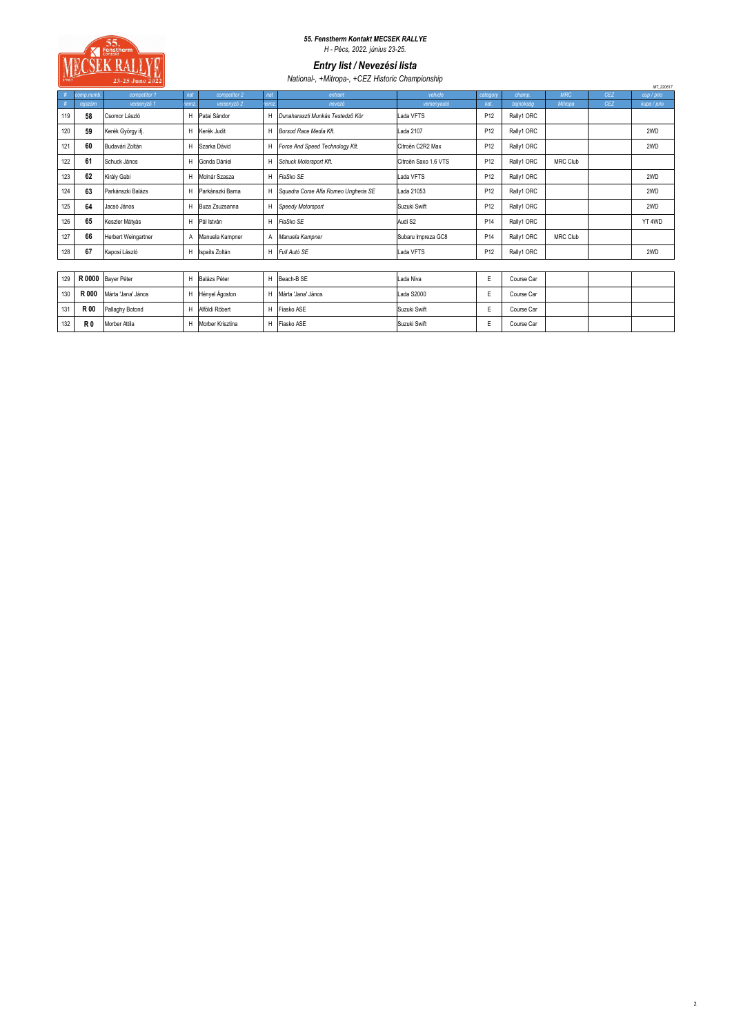***55. Fenstherm Kontakt MECSEK RALLYE***

*H - Pécs, 2022. június 23-25.*

## *Entry list / Nevezési lista*

*National-, +Mitropa-, +CEZ Historic Championship*

*MT_220617*

| # | comp.numb. | competitor 1 | nat. | competitor 2 | nat. | entrant | vehicle | category | champ. | MRC | CEZ | cup / prio |
|---|---|---|---|---|---|---|---|---|---|---|---|---|
| # | rajtszám | versenyző 1 | nemz. | versenyző 2 | nemz. | nevező | versenyautó | kat. | bajnokság | Mitropa | CEZ | kupa / prio |
| 119 | **58** | Csomor László | H | Patai Sándor | H | *Dunaharaszti Munkás Testedző Kör* | Lada VFTS | P12 | Rally1 ORC | | | |
| 120 | **59** | Kerék György ifj. | H | Kerék Judit | H | *Borsod Race Media Kft.* | Lada 2107 | P12 | Rally1 ORC | | | 2WD |
| 121 | **60** | Budavári Zoltán | H | Szarka Dávid | H | *Force And Speed Technology Kft.* | Citroën C2R2 Max | P12 | Rally1 ORC | | | 2WD |
| 122 | **61** | Schuck János | H | Gonda Dániel | H | *Schuck Motorsport Kft.* | Citroën Saxo 1.6 VTS | P12 | Rally1 ORC | MRC Club | | |
| 123 | **62** | Király Gabi | H | Molnár Szasza | H | *FiaSko SE* | Lada VFTS | P12 | Rally1 ORC | | | 2WD |
| 124 | **63** | Parkánszki Balázs | H | Parkánszki Barna | H | *Squadra Corse Alfa Romeo Ungheria SE* | Lada 21053 | P12 | Rally1 ORC | | | 2WD |
| 125 | **64** | Jacsó János | H | Buza Zsuzsanna | H | *Speedy Motorsport* | Suzuki Swift | P12 | Rally1 ORC | | | 2WD |
| 126 | **65** | Keszler Mátyás | H | Pál István | H | *FiaSko SE* | Audi S2 | P14 | Rally1 ORC | | | YT 4WD |
| 127 | **66** | Herbert Weingartner | A | Manuela Kampner | A | *Manuela Kampner* | Subaru Impreza GC8 | P14 | Rally1 ORC | MRC Club | | |
| 128 | **67** | Kaposi László | H | Ispaits Zoltán | H | *Full Autó SE* | Lada VFTS | P12 | Rally1 ORC | | | 2WD |
| 129 | **R 0000** | Bayer Péter | H | Balázs Péter | H | Beach-B SE | Lada Niva | E | Course Car | | | |
| 130 | **R 000** | Márta 'Jana' János | H | Hényel Ágoston | H | Márta 'Jana' János | Lada S2000 | E | Course Car | | | |
| 131 | **R 00** | Pallaghy Botond | H | Alföldi Róbert | H | Fiasko ASE | Suzuki Swift | E | Course Car | | | |
| 132 | **R 0** | Morber Attila | H | Morber Krisztina | H | Fiasko ASE | Suzuki Swift | E | Course Car | | | |